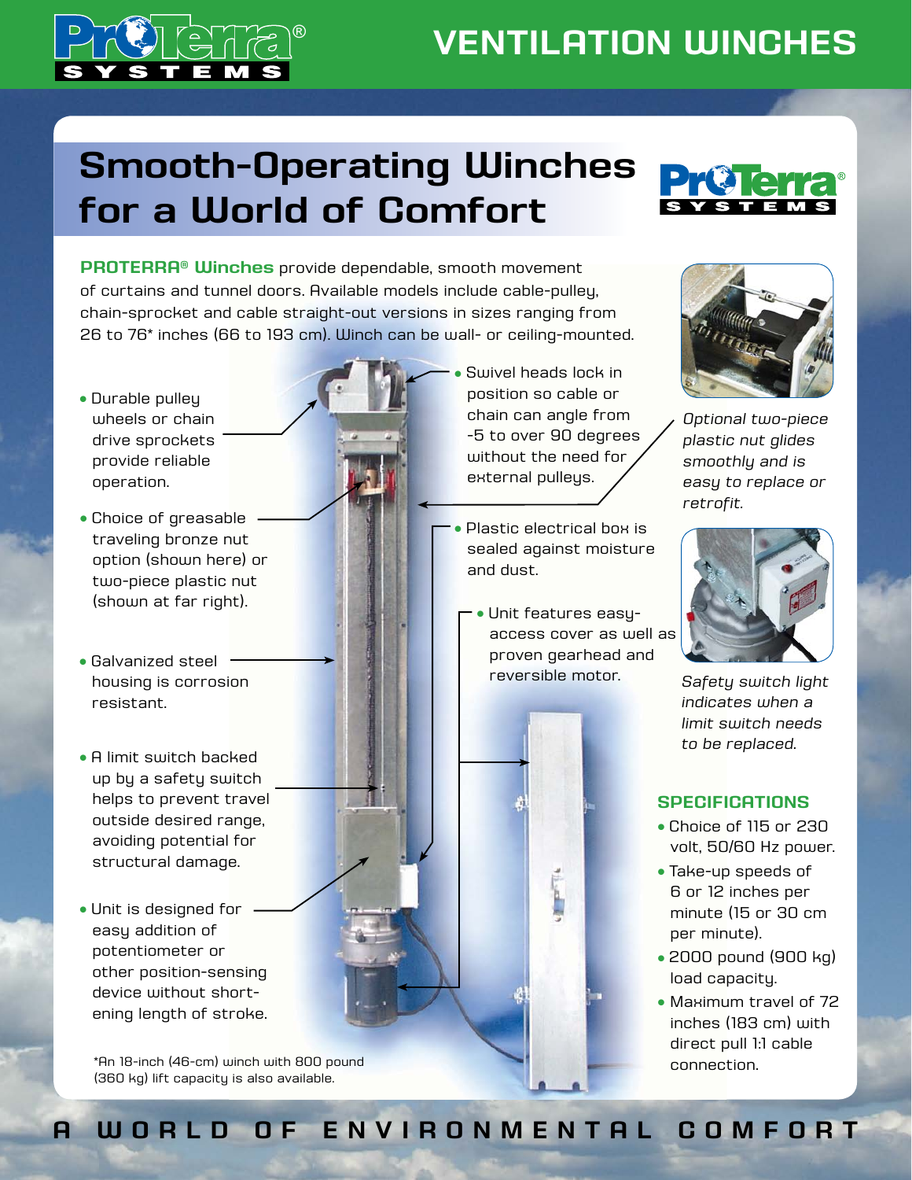# VENTILATION WINCHES

## Smooth-Operating Winches for a World of Comfort

**PROTERRA® Winches** provide dependable, smooth movement of curtains and tunnel doors. Available models include cable-pulley, chain-sprocket and cable straight-out versions in sizes ranging from 26 to 76* inches (66 to 193 cm). Winch can be wall- or ceiling-mounted.

- Durable pulley wheels or chain drive sprockets provide reliable operation.
- Choice of greasable traveling bronze nut option (shown here) or two-piece plastic nut (shown at far right).
- Galvanized steel housing is corrosion resistant.
- A limit switch backed up by a safety switch helps to prevent travel outside desired range, avoiding potential for structural damage.
- Unit is designed for easy addition of potentiometer or other position-sensing device without shortening length of stroke.
- Swivel heads lock in position so cable or chain can angle from -5 to over 90 degrees without the need for external pulleys.
- Plastic electrical box is sealed against moisture and dust.
- Unit features easy-access cover as well as proven gearhead and reversible motor.

*Optional two-piece plastic nut glides smoothly and is easy to replace or retrofit.*

*Safety switch light indicates when a limit switch needs to be replaced.*

*An 18-inch (46-cm) winch with 800 pound (360 kg) lift capacity is also available.

### SPECIFICATIONS

- Choice of 115 or 230 volt, 50/60 Hz power.
- Take-up speeds of 6 or 12 inches per minute (15 or 30 cm per minute).
- 2000 pound (900 kg) load capacity.
- Maximum travel of 72 inches (183 cm) with direct pull 1:1 cable connection.

A WORLD OF ENVIRONMENTAL COMFORT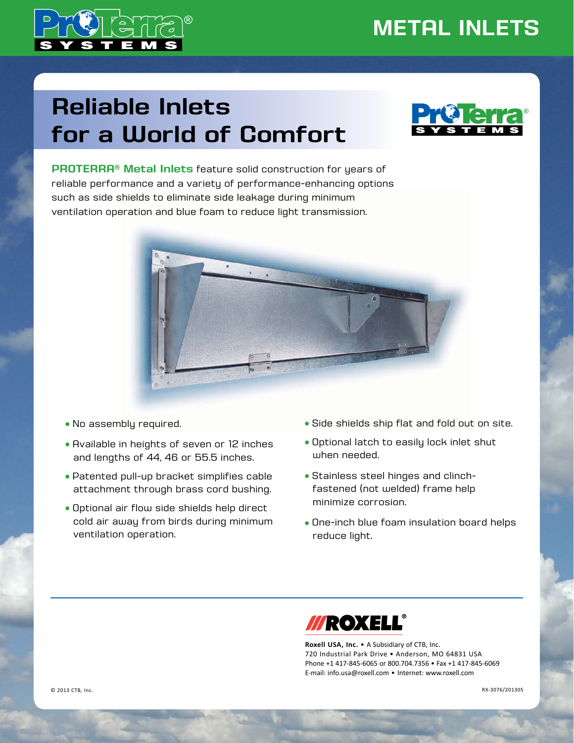# METAL INLETS

## Reliable Inlets for a World of Comfort

**PROTERRA® Metal Inlets** feature solid construction for years of reliable performance and a variety of performance-enhancing options such as side shields to eliminate side leakage during minimum ventilation operation and blue foam to reduce light transmission.

- No assembly required.
- Available in heights of seven or 12 inches and lengths of 44, 46 or 55.5 inches.
- Patented pull-up bracket simplifies cable attachment through brass cord bushing.
- Optional air flow side shields help direct cold air away from birds during minimum ventilation operation.
- Side shields ship flat and fold out on site.
- Optional latch to easily lock inlet shut when needed.
- Stainless steel hinges and clinch-fastened (not welded) frame help minimize corrosion.
- One-inch blue foam insulation board helps reduce light.

**Roxell USA, Inc.** • A Subsidiary of CTB, Inc.
720 Industrial Park Drive • Anderson, MO 64831 USA
Phone +1 417-845-6065 or 800.704.7356 • Fax +1 417-845-6069
E-mail: info.usa@roxell.com • Internet: www.roxell.com

© 2013 CTB, Inc.

RX-3076/201305